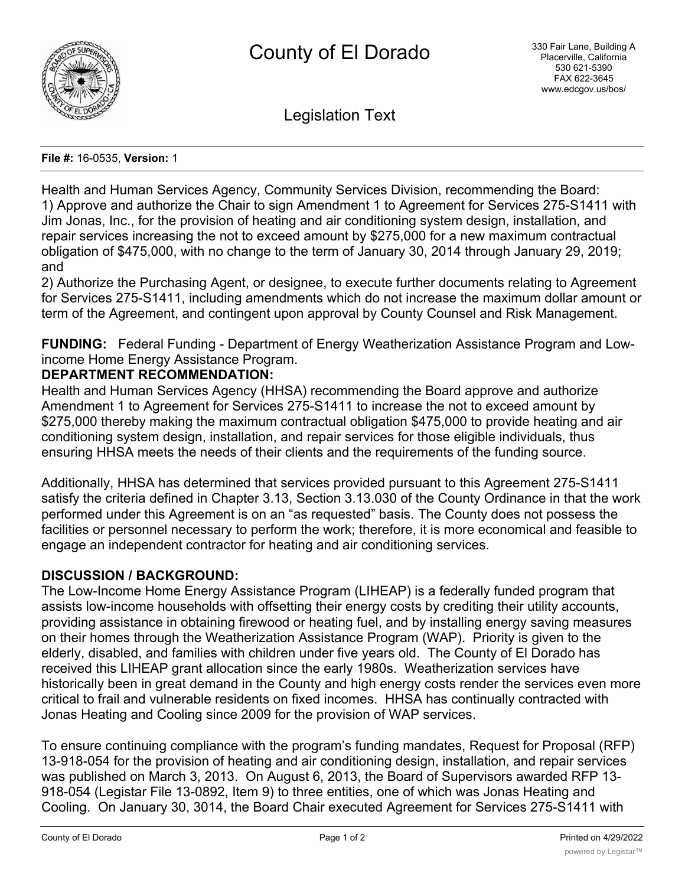# County of El Dorado

330 Fair Lane, Building A
Placerville, California
530 621-5390
FAX 622-3645
www.edcgov.us/bos/

## Legislation Text

**File #:** 16-0535, **Version:** 1

Health and Human Services Agency, Community Services Division, recommending the Board:
1) Approve and authorize the Chair to sign Amendment 1 to Agreement for Services 275-S1411 with Jim Jonas, Inc., for the provision of heating and air conditioning system design, installation, and repair services increasing the not to exceed amount by $275,000 for a new maximum contractual obligation of $475,000, with no change to the term of January 30, 2014 through January 29, 2019; and
2) Authorize the Purchasing Agent, or designee, to execute further documents relating to Agreement for Services 275-S1411, including amendments which do not increase the maximum dollar amount or term of the Agreement, and contingent upon approval by County Counsel and Risk Management.

**FUNDING:** Federal Funding - Department of Energy Weatherization Assistance Program and Low-income Home Energy Assistance Program.

**DEPARTMENT RECOMMENDATION:**

Health and Human Services Agency (HHSA) recommending the Board approve and authorize Amendment 1 to Agreement for Services 275-S1411 to increase the not to exceed amount by $275,000 thereby making the maximum contractual obligation $475,000 to provide heating and air conditioning system design, installation, and repair services for those eligible individuals, thus ensuring HHSA meets the needs of their clients and the requirements of the funding source.

Additionally, HHSA has determined that services provided pursuant to this Agreement 275-S1411 satisfy the criteria defined in Chapter 3.13, Section 3.13.030 of the County Ordinance in that the work performed under this Agreement is on an "as requested" basis. The County does not possess the facilities or personnel necessary to perform the work; therefore, it is more economical and feasible to engage an independent contractor for heating and air conditioning services.

**DISCUSSION / BACKGROUND:**

The Low-Income Home Energy Assistance Program (LIHEAP) is a federally funded program that assists low-income households with offsetting their energy costs by crediting their utility accounts, providing assistance in obtaining firewood or heating fuel, and by installing energy saving measures on their homes through the Weatherization Assistance Program (WAP). Priority is given to the elderly, disabled, and families with children under five years old. The County of El Dorado has received this LIHEAP grant allocation since the early 1980s. Weatherization services have historically been in great demand in the County and high energy costs render the services even more critical to frail and vulnerable residents on fixed incomes. HHSA has continually contracted with Jonas Heating and Cooling since 2009 for the provision of WAP services.

To ensure continuing compliance with the program's funding mandates, Request for Proposal (RFP) 13-918-054 for the provision of heating and air conditioning design, installation, and repair services was published on March 3, 2013. On August 6, 2013, the Board of Supervisors awarded RFP 13-918-054 (Legistar File 13-0892, Item 9) to three entities, one of which was Jonas Heating and Cooling. On January 30, 3014, the Board Chair executed Agreement for Services 275-S1411 with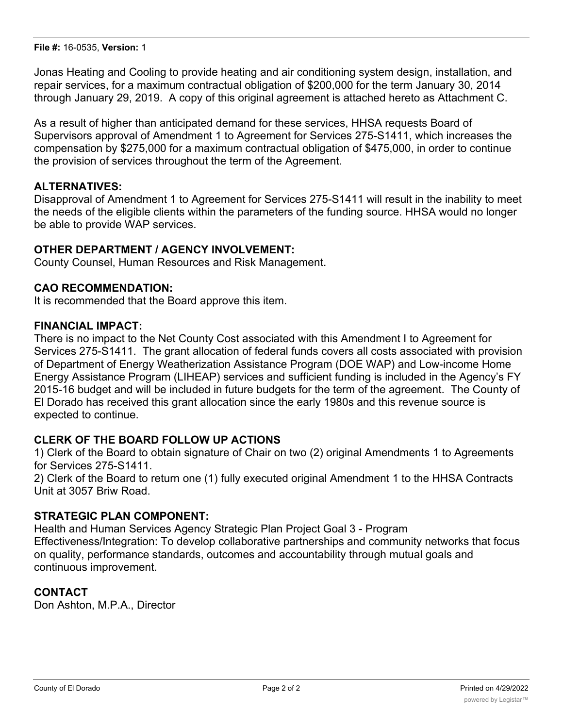Jonas Heating and Cooling to provide heating and air conditioning system design, installation, and repair services, for a maximum contractual obligation of $200,000 for the term January 30, 2014 through January 29, 2019. A copy of this original agreement is attached hereto as Attachment C.

As a result of higher than anticipated demand for these services, HHSA requests Board of Supervisors approval of Amendment 1 to Agreement for Services 275-S1411, which increases the compensation by $275,000 for a maximum contractual obligation of $475,000, in order to continue the provision of services throughout the term of the Agreement.

**ALTERNATIVES:**
Disapproval of Amendment 1 to Agreement for Services 275-S1411 will result in the inability to meet the needs of the eligible clients within the parameters of the funding source. HHSA would no longer be able to provide WAP services.

**OTHER DEPARTMENT / AGENCY INVOLVEMENT:**
County Counsel, Human Resources and Risk Management.

**CAO RECOMMENDATION:**
It is recommended that the Board approve this item.

**FINANCIAL IMPACT:**
There is no impact to the Net County Cost associated with this Amendment I to Agreement for Services 275-S1411. The grant allocation of federal funds covers all costs associated with provision of Department of Energy Weatherization Assistance Program (DOE WAP) and Low-income Home Energy Assistance Program (LIHEAP) services and sufficient funding is included in the Agency's FY 2015-16 budget and will be included in future budgets for the term of the agreement. The County of El Dorado has received this grant allocation since the early 1980s and this revenue source is expected to continue.

**CLERK OF THE BOARD FOLLOW UP ACTIONS**
1) Clerk of the Board to obtain signature of Chair on two (2) original Amendments 1 to Agreements for Services 275-S1411.
2) Clerk of the Board to return one (1) fully executed original Amendment 1 to the HHSA Contracts Unit at 3057 Briw Road.

**STRATEGIC PLAN COMPONENT:**
Health and Human Services Agency Strategic Plan Project Goal 3 - Program Effectiveness/Integration: To develop collaborative partnerships and community networks that focus on quality, performance standards, outcomes and accountability through mutual goals and continuous improvement.

**CONTACT**
Don Ashton, M.P.A., Director